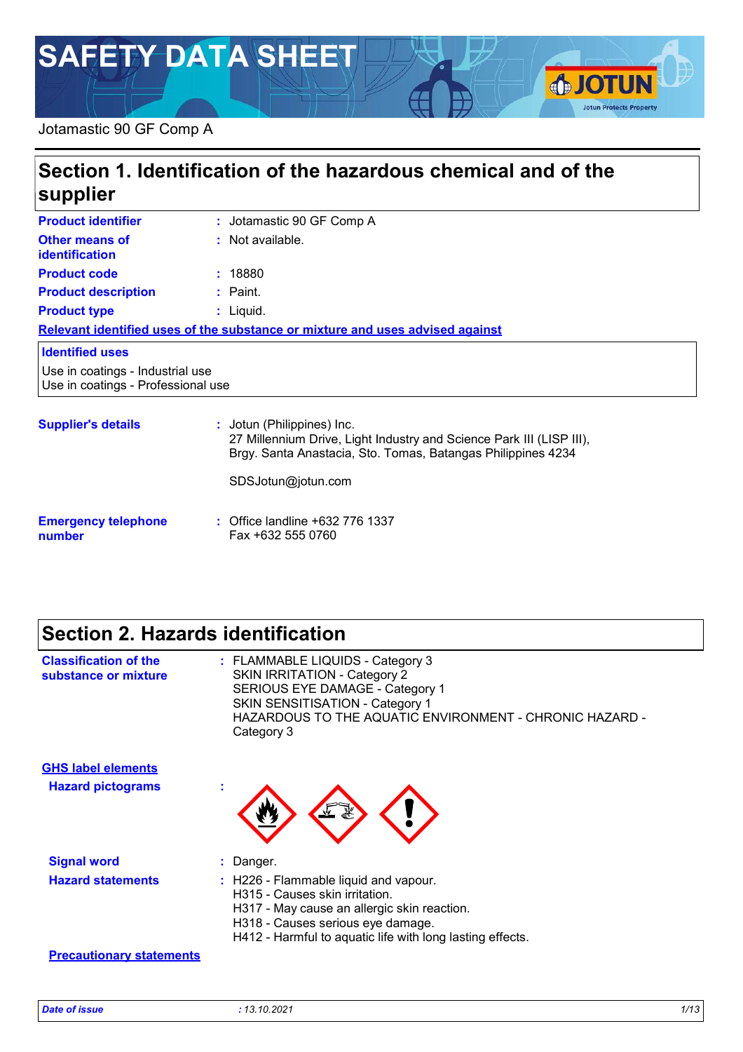# SAFETY DATA SHEET

Jotamastic 90 GF Comp A

## Section 1. Identification of the hazardous chemical and of the supplier

| | |
|---|---|
| **Product identifier** | : Jotamastic 90 GF Comp A |
| **Other means of identification** | : Not available. |
| **Product code** | : 18880 |
| **Product description** | : Paint. |
| **Product type** | : Liquid. |

**Relevant identified uses of the substance or mixture and uses advised against**

**Identified uses**

Use in coatings - Industrial use
Use in coatings - Professional use

**Supplier's details** : Jotun (Philippines) Inc.
27 Millennium Drive, Light Industry and Science Park III (LISP III),
Brgy. Santa Anastacia, Sto. Tomas, Batangas Philippines 4234

SDSJotun@jotun.com

**Emergency telephone number** : Office landline +632 776 1337
Fax +632 555 0760

## Section 2. Hazards identification

**Classification of the substance or mixture** : FLAMMABLE LIQUIDS - Category 3
SKIN IRRITATION - Category 2
SERIOUS EYE DAMAGE - Category 1
SKIN SENSITISATION - Category 1
HAZARDOUS TO THE AQUATIC ENVIRONMENT - CHRONIC HAZARD - Category 3

**GHS label elements**

**Hazard pictograms** :

**Signal word** : Danger.

**Hazard statements** : H226 - Flammable liquid and vapour.
H315 - Causes skin irritation.
H317 - May cause an allergic skin reaction.
H318 - Causes serious eye damage.
H412 - Harmful to aquatic life with long lasting effects.

**Precautionary statements**

*Date of issue* : 13.10.2021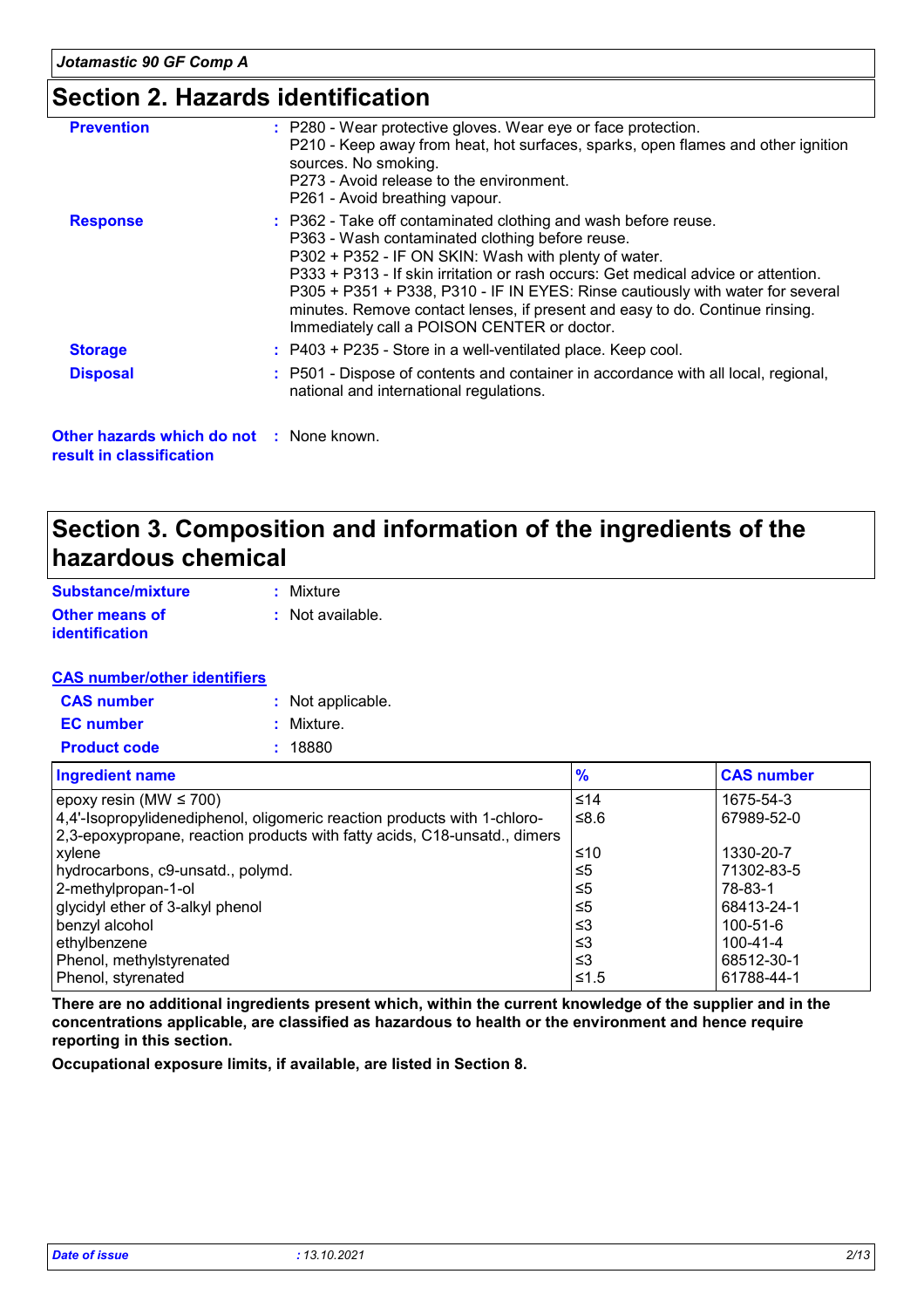## Section 2. Hazards identification

**Prevention** : P280 - Wear protective gloves. Wear eye or face protection.
P210 - Keep away from heat, hot surfaces, sparks, open flames and other ignition sources. No smoking.
P273 - Avoid release to the environment.
P261 - Avoid breathing vapour.

**Response** : P362 - Take off contaminated clothing and wash before reuse.
P363 - Wash contaminated clothing before reuse.
P302 + P352 - IF ON SKIN: Wash with plenty of water.
P333 + P313 - If skin irritation or rash occurs: Get medical advice or attention.
P305 + P351 + P338, P310 - IF IN EYES: Rinse cautiously with water for several minutes. Remove contact lenses, if present and easy to do. Continue rinsing. Immediately call a POISON CENTER or doctor.

**Storage** : P403 + P235 - Store in a well-ventilated place. Keep cool.

**Disposal** : P501 - Dispose of contents and container in accordance with all local, regional, national and international regulations.

**Other hazards which do not result in classification** : None known.

## Section 3. Composition and information of the ingredients of the hazardous chemical

**Substance/mixture** : Mixture

**Other means of identification** : Not available.

**CAS number/other identifiers**

**CAS number** : Not applicable.

**EC number** : Mixture.

**Product code** : 18880

| Ingredient name | % | CAS number |
|---|---|---|
| epoxy resin (MW ≤ 700) | ≤14 | 1675-54-3 |
| 4,4'-Isopropylidenediphenol, oligomeric reaction products with 1-chloro-2,3-epoxypropane, reaction products with fatty acids, C18-unsatd., dimers | ≤8.6 | 67989-52-0 |
| xylene | ≤10 | 1330-20-7 |
| hydrocarbons, c9-unsatd., polymd. | ≤5 | 71302-83-5 |
| 2-methylpropan-1-ol | ≤5 | 78-83-1 |
| glycidyl ether of 3-alkyl phenol | ≤5 | 68413-24-1 |
| benzyl alcohol | ≤3 | 100-51-6 |
| ethylbenzene | ≤3 | 100-41-4 |
| Phenol, methylstyrenated | ≤3 | 68512-30-1 |
| Phenol, styrenated | ≤1.5 | 61788-44-1 |

**There are no additional ingredients present which, within the current knowledge of the supplier and in the concentrations applicable, are classified as hazardous to health or the environment and hence require reporting in this section.**

**Occupational exposure limits, if available, are listed in Section 8.**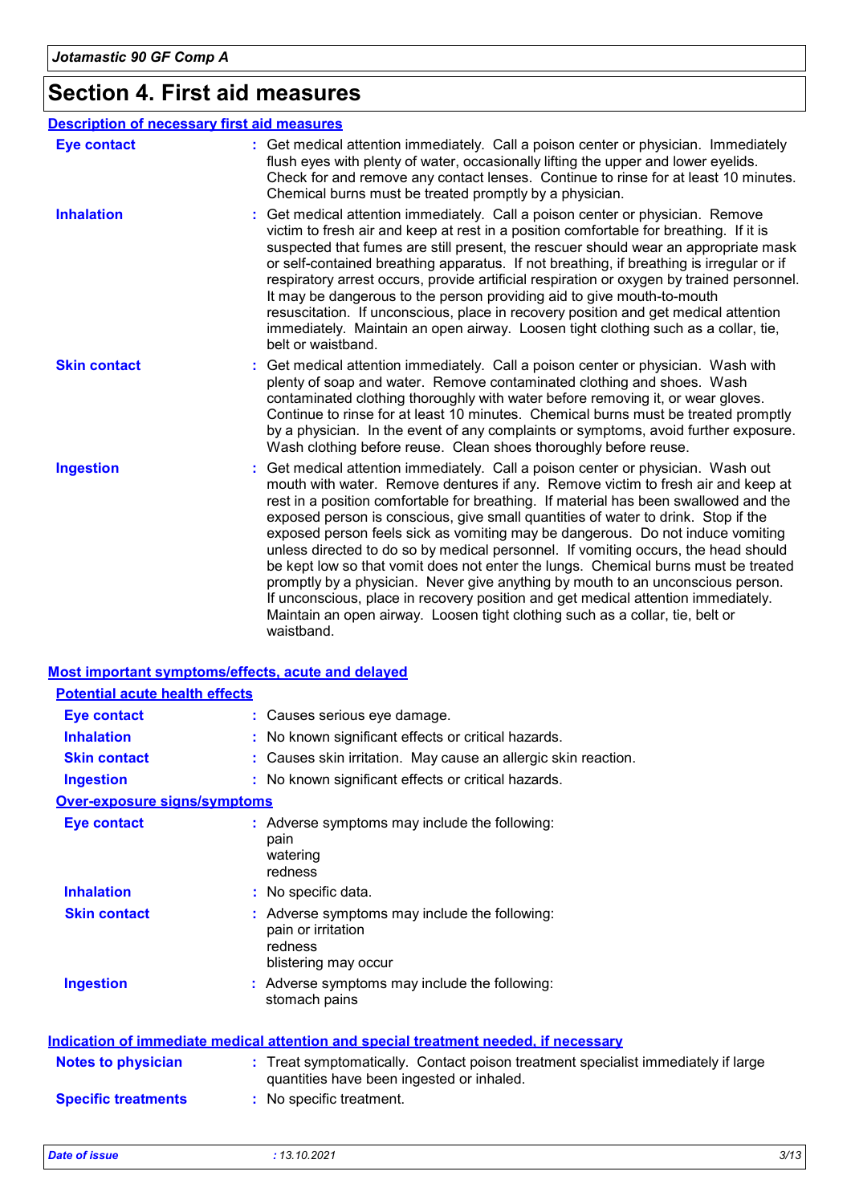# Section 4. First aid measures

## Description of necessary first aid measures

**Eye contact** : Get medical attention immediately. Call a poison center or physician. Immediately flush eyes with plenty of water, occasionally lifting the upper and lower eyelids. Check for and remove any contact lenses. Continue to rinse for at least 10 minutes. Chemical burns must be treated promptly by a physician.

**Inhalation** : Get medical attention immediately. Call a poison center or physician. Remove victim to fresh air and keep at rest in a position comfortable for breathing. If it is suspected that fumes are still present, the rescuer should wear an appropriate mask or self-contained breathing apparatus. If not breathing, if breathing is irregular or if respiratory arrest occurs, provide artificial respiration or oxygen by trained personnel. It may be dangerous to the person providing aid to give mouth-to-mouth resuscitation. If unconscious, place in recovery position and get medical attention immediately. Maintain an open airway. Loosen tight clothing such as a collar, tie, belt or waistband.

**Skin contact** : Get medical attention immediately. Call a poison center or physician. Wash with plenty of soap and water. Remove contaminated clothing and shoes. Wash contaminated clothing thoroughly with water before removing it, or wear gloves. Continue to rinse for at least 10 minutes. Chemical burns must be treated promptly by a physician. In the event of any complaints or symptoms, avoid further exposure. Wash clothing before reuse. Clean shoes thoroughly before reuse.

**Ingestion** : Get medical attention immediately. Call a poison center or physician. Wash out mouth with water. Remove dentures if any. Remove victim to fresh air and keep at rest in a position comfortable for breathing. If material has been swallowed and the exposed person is conscious, give small quantities of water to drink. Stop if the exposed person feels sick as vomiting may be dangerous. Do not induce vomiting unless directed to do so by medical personnel. If vomiting occurs, the head should be kept low so that vomit does not enter the lungs. Chemical burns must be treated promptly by a physician. Never give anything by mouth to an unconscious person. If unconscious, place in recovery position and get medical attention immediately. Maintain an open airway. Loosen tight clothing such as a collar, tie, belt or waistband.

## Most important symptoms/effects, acute and delayed

### Potential acute health effects

**Eye contact** : Causes serious eye damage.

**Inhalation** : No known significant effects or critical hazards.

**Skin contact** : Causes skin irritation. May cause an allergic skin reaction.

**Ingestion** : No known significant effects or critical hazards.

### Over-exposure signs/symptoms

**Eye contact** : Adverse symptoms may include the following:
pain
watering
redness

**Inhalation** : No specific data.

**Skin contact** : Adverse symptoms may include the following:
pain or irritation
redness
blistering may occur

**Ingestion** : Adverse symptoms may include the following:
stomach pains

## Indication of immediate medical attention and special treatment needed, if necessary

**Notes to physician** : Treat symptomatically. Contact poison treatment specialist immediately if large quantities have been ingested or inhaled.

**Specific treatments** : No specific treatment.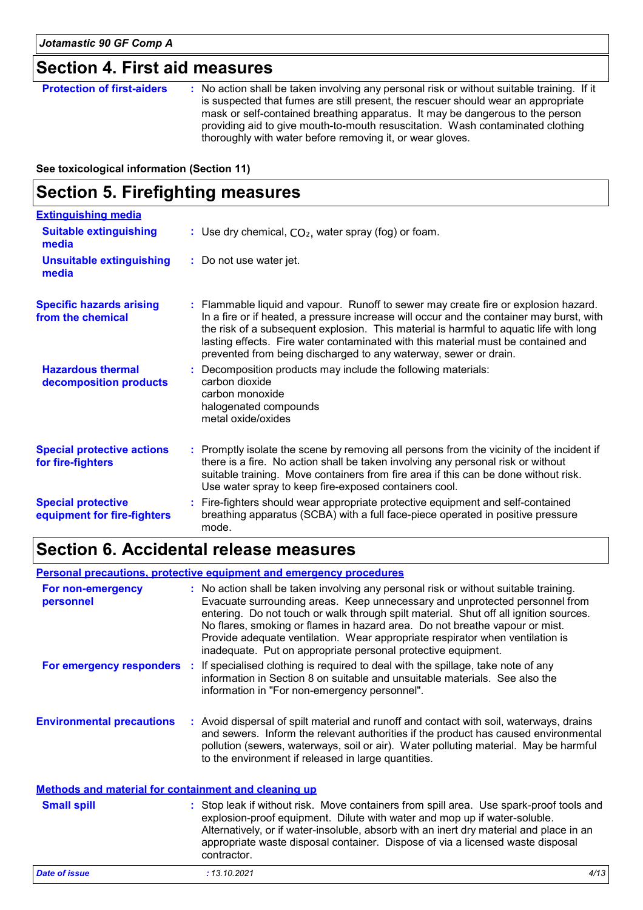# Section 4. First aid measures

| | |
|---|---|
| **Protection of first-aiders** | : No action shall be taken involving any personal risk or without suitable training. If it is suspected that fumes are still present, the rescuer should wear an appropriate mask or self-contained breathing apparatus. It may be dangerous to the person providing aid to give mouth-to-mouth resuscitation. Wash contaminated clothing thoroughly with water before removing it, or wear gloves. |

**See toxicological information (Section 11)**

# Section 5. Firefighting measures

**Extinguishing media**

| | |
|---|---|
| **Suitable extinguishing media** | : Use dry chemical, $CO_2$, water spray (fog) or foam. |
| **Unsuitable extinguishing media** | : Do not use water jet. |
| **Specific hazards arising from the chemical** | : Flammable liquid and vapour. Runoff to sewer may create fire or explosion hazard. In a fire or if heated, a pressure increase will occur and the container may burst, with the risk of a subsequent explosion. This material is harmful to aquatic life with long lasting effects. Fire water contaminated with this material must be contained and prevented from being discharged to any waterway, sewer or drain. |
| **Hazardous thermal decomposition products** | : Decomposition products may include the following materials:<br>carbon dioxide<br>carbon monoxide<br>halogenated compounds<br>metal oxide/oxides |
| **Special protective actions for fire-fighters** | : Promptly isolate the scene by removing all persons from the vicinity of the incident if there is a fire. No action shall be taken involving any personal risk or without suitable training. Move containers from fire area if this can be done without risk. Use water spray to keep fire-exposed containers cool. |
| **Special protective equipment for fire-fighters** | : Fire-fighters should wear appropriate protective equipment and self-contained breathing apparatus (SCBA) with a full face-piece operated in positive pressure mode. |

# Section 6. Accidental release measures

**Personal precautions, protective equipment and emergency procedures**

| | |
|---|---|
| **For non-emergency personnel** | : No action shall be taken involving any personal risk or without suitable training. Evacuate surrounding areas. Keep unnecessary and unprotected personnel from entering. Do not touch or walk through spilt material. Shut off all ignition sources. No flares, smoking or flames in hazard area. Do not breathe vapour or mist. Provide adequate ventilation. Wear appropriate respirator when ventilation is inadequate. Put on appropriate personal protective equipment. |
| **For emergency responders** | : If specialised clothing is required to deal with the spillage, take note of any information in Section 8 on suitable and unsuitable materials. See also the information in "For non-emergency personnel". |
| **Environmental precautions** | : Avoid dispersal of spilt material and runoff and contact with soil, waterways, drains and sewers. Inform the relevant authorities if the product has caused environmental pollution (sewers, waterways, soil or air). Water polluting material. May be harmful to the environment if released in large quantities. |

**Methods and material for containment and cleaning up**

| | |
|---|---|
| **Small spill** | : Stop leak if without risk. Move containers from spill area. Use spark-proof tools and explosion-proof equipment. Dilute with water and mop up if water-soluble. Alternatively, or if water-insoluble, absorb with an inert dry material and place in an appropriate waste disposal container. Dispose of via a licensed waste disposal contractor. |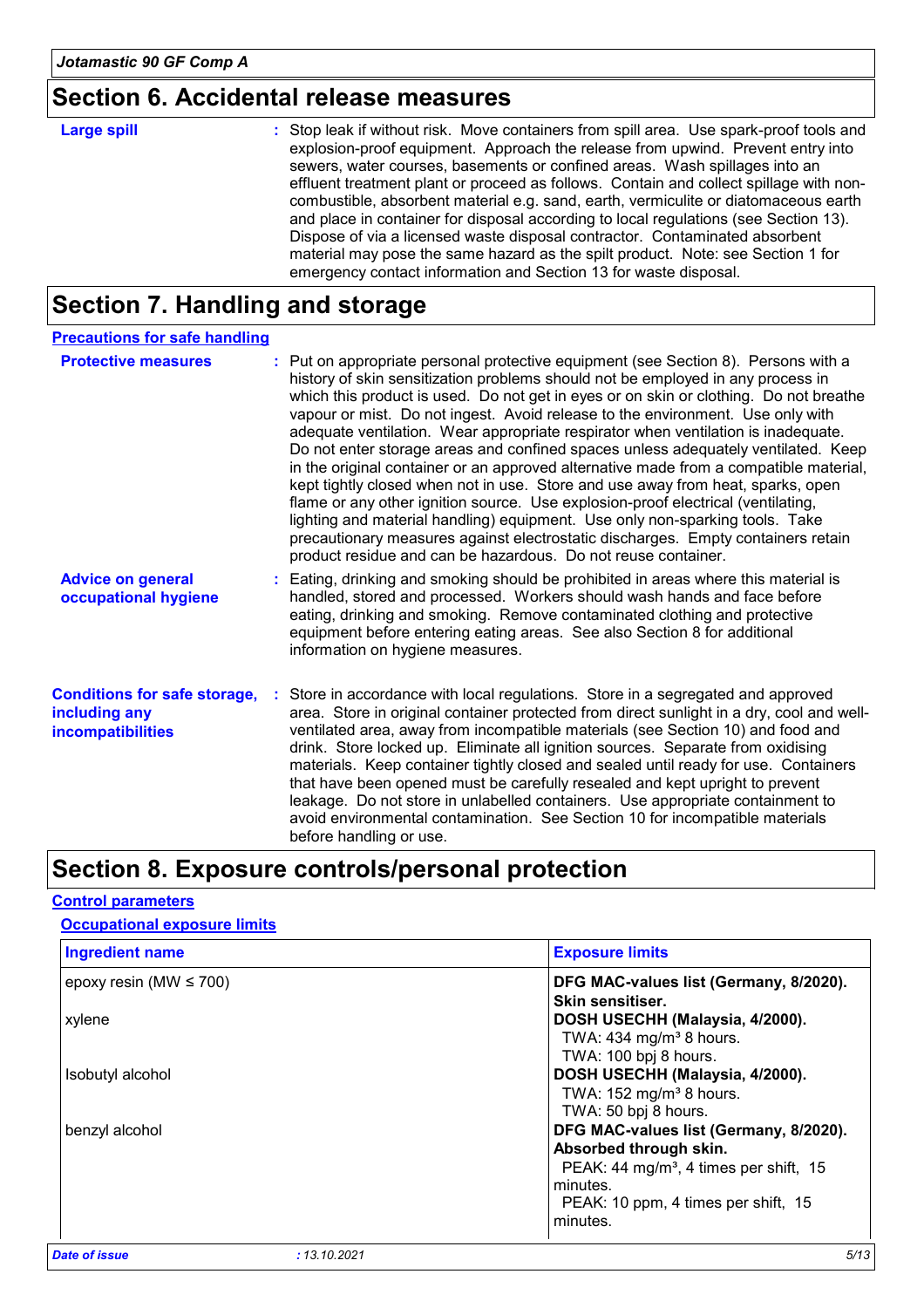## Section 6. Accidental release measures

**Large spill** : Stop leak if without risk. Move containers from spill area. Use spark-proof tools and explosion-proof equipment. Approach the release from upwind. Prevent entry into sewers, water courses, basements or confined areas. Wash spillages into an effluent treatment plant or proceed as follows. Contain and collect spillage with non-combustible, absorbent material e.g. sand, earth, vermiculite or diatomaceous earth and place in container for disposal according to local regulations (see Section 13). Dispose of via a licensed waste disposal contractor. Contaminated absorbent material may pose the same hazard as the spilt product. Note: see Section 1 for emergency contact information and Section 13 for waste disposal.

## Section 7. Handling and storage

### Precautions for safe handling

**Protective measures** : Put on appropriate personal protective equipment (see Section 8). Persons with a history of skin sensitization problems should not be employed in any process in which this product is used. Do not get in eyes or on skin or clothing. Do not breathe vapour or mist. Do not ingest. Avoid release to the environment. Use only with adequate ventilation. Wear appropriate respirator when ventilation is inadequate. Do not enter storage areas and confined spaces unless adequately ventilated. Keep in the original container or an approved alternative made from a compatible material, kept tightly closed when not in use. Store and use away from heat, sparks, open flame or any other ignition source. Use explosion-proof electrical (ventilating, lighting and material handling) equipment. Use only non-sparking tools. Take precautionary measures against electrostatic discharges. Empty containers retain product residue and can be hazardous. Do not reuse container.

**Advice on general occupational hygiene** : Eating, drinking and smoking should be prohibited in areas where this material is handled, stored and processed. Workers should wash hands and face before eating, drinking and smoking. Remove contaminated clothing and protective equipment before entering eating areas. See also Section 8 for additional information on hygiene measures.

**Conditions for safe storage, including any incompatibilities** : Store in accordance with local regulations. Store in a segregated and approved area. Store in original container protected from direct sunlight in a dry, cool and well-ventilated area, away from incompatible materials (see Section 10) and food and drink. Store locked up. Eliminate all ignition sources. Separate from oxidising materials. Keep container tightly closed and sealed until ready for use. Containers that have been opened must be carefully resealed and kept upright to prevent leakage. Do not store in unlabelled containers. Use appropriate containment to avoid environmental contamination. See Section 10 for incompatible materials before handling or use.

## Section 8. Exposure controls/personal protection

### Control parameters

#### Occupational exposure limits

| Ingredient name | Exposure limits |
|---|---|
| epoxy resin (MW ≤ 700) | **DFG MAC-values list (Germany, 8/2020). Skin sensitiser.** |
| xylene | **DOSH USECHH (Malaysia, 4/2000).**<br>TWA: 434 mg/m³ 8 hours.<br>TWA: 100 bpj 8 hours. |
| Isobutyl alcohol | **DOSH USECHH (Malaysia, 4/2000).**<br>TWA: 152 mg/m³ 8 hours.<br>TWA: 50 bpj 8 hours. |
| benzyl alcohol | **DFG MAC-values list (Germany, 8/2020). Absorbed through skin.**<br>PEAK: 44 mg/m³, 4 times per shift, 15 minutes.<br>PEAK: 10 ppm, 4 times per shift, 15 minutes. |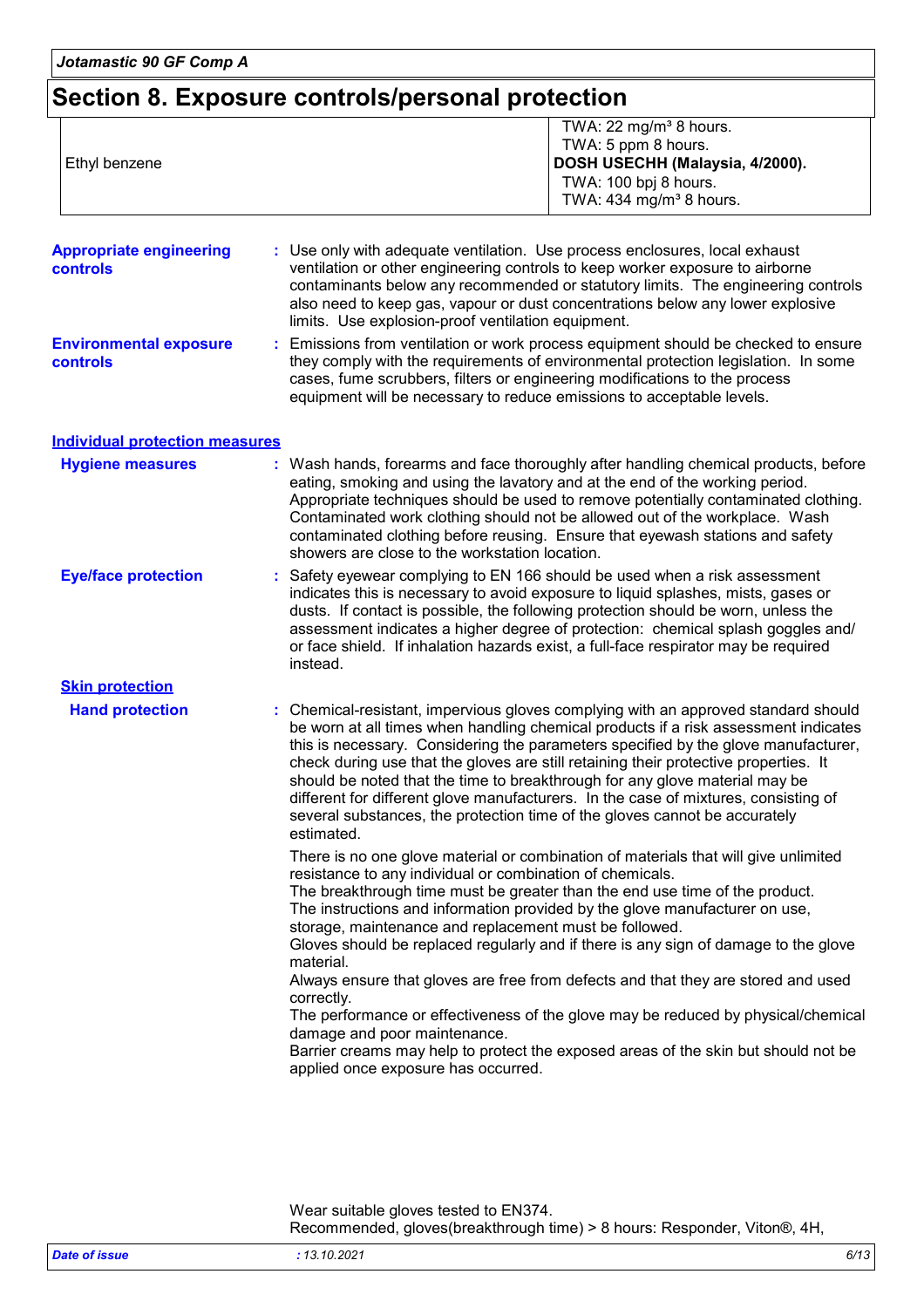## Section 8. Exposure controls/personal protection

| | |
|---|---|
| Ethyl benzene | TWA: 22 mg/m³ 8 hours.<br>TWA: 5 ppm 8 hours.<br>**DOSH USECHH (Malaysia, 4/2000).**<br>TWA: 100 bpj 8 hours.<br>TWA: 434 mg/m³ 8 hours. |

**Appropriate engineering controls** : Use only with adequate ventilation. Use process enclosures, local exhaust ventilation or other engineering controls to keep worker exposure to airborne contaminants below any recommended or statutory limits. The engineering controls also need to keep gas, vapour or dust concentrations below any lower explosive limits. Use explosion-proof ventilation equipment.

**Environmental exposure controls** : Emissions from ventilation or work process equipment should be checked to ensure they comply with the requirements of environmental protection legislation. In some cases, fume scrubbers, filters or engineering modifications to the process equipment will be necessary to reduce emissions to acceptable levels.

### Individual protection measures

**Hygiene measures** : Wash hands, forearms and face thoroughly after handling chemical products, before eating, smoking and using the lavatory and at the end of the working period. Appropriate techniques should be used to remove potentially contaminated clothing. Contaminated work clothing should not be allowed out of the workplace. Wash contaminated clothing before reusing. Ensure that eyewash stations and safety showers are close to the workstation location.

**Eye/face protection** : Safety eyewear complying to EN 166 should be used when a risk assessment indicates this is necessary to avoid exposure to liquid splashes, mists, gases or dusts. If contact is possible, the following protection should be worn, unless the assessment indicates a higher degree of protection: chemical splash goggles and/ or face shield. If inhalation hazards exist, a full-face respirator may be required instead.

#### Skin protection

**Hand protection** : Chemical-resistant, impervious gloves complying with an approved standard should be worn at all times when handling chemical products if a risk assessment indicates this is necessary. Considering the parameters specified by the glove manufacturer, check during use that the gloves are still retaining their protective properties. It should be noted that the time to breakthrough for any glove material may be different for different glove manufacturers. In the case of mixtures, consisting of several substances, the protection time of the gloves cannot be accurately estimated.

There is no one glove material or combination of materials that will give unlimited resistance to any individual or combination of chemicals.
The breakthrough time must be greater than the end use time of the product.
The instructions and information provided by the glove manufacturer on use, storage, maintenance and replacement must be followed.
Gloves should be replaced regularly and if there is any sign of damage to the glove material.
Always ensure that gloves are free from defects and that they are stored and used correctly.
The performance or effectiveness of the glove may be reduced by physical/chemical damage and poor maintenance.
Barrier creams may help to protect the exposed areas of the skin but should not be applied once exposure has occurred.

Wear suitable gloves tested to EN374.
Recommended, gloves(breakthrough time) > 8 hours: Responder, Viton®, 4H,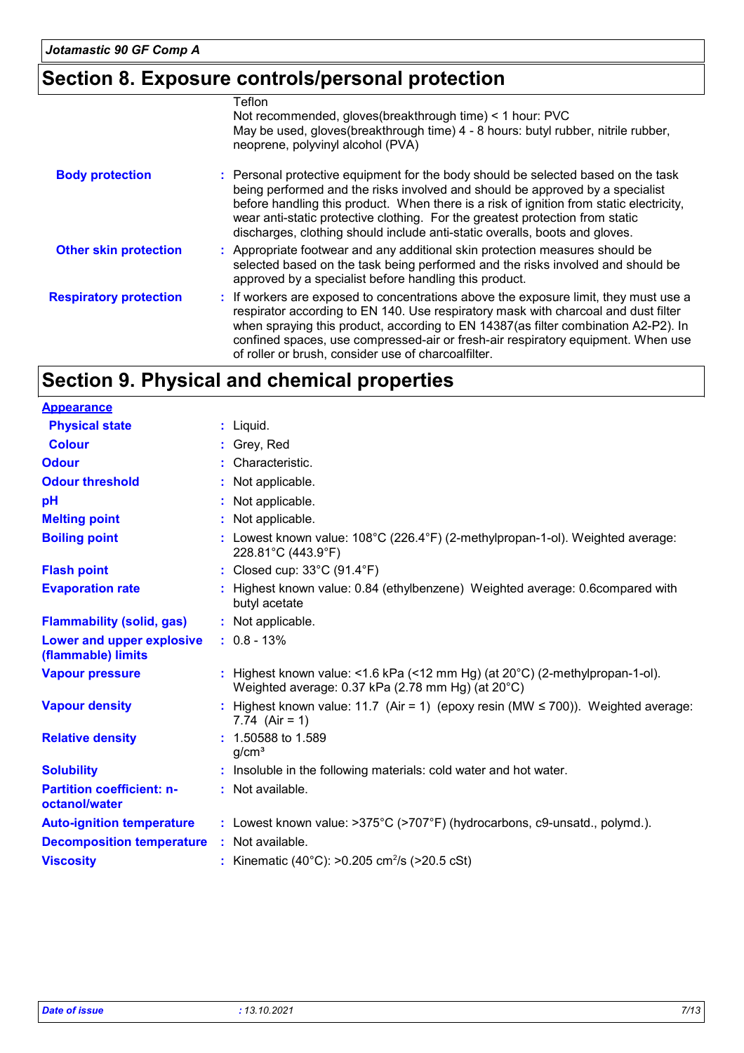## Section 8. Exposure controls/personal protection

Teflon
Not recommended, gloves(breakthrough time) < 1 hour: PVC
May be used, gloves(breakthrough time) 4 - 8 hours: butyl rubber, nitrile rubber, neoprene, polyvinyl alcohol (PVA)

**Body protection** : Personal protective equipment for the body should be selected based on the task being performed and the risks involved and should be approved by a specialist before handling this product. When there is a risk of ignition from static electricity, wear anti-static protective clothing. For the greatest protection from static discharges, clothing should include anti-static overalls, boots and gloves.

**Other skin protection** : Appropriate footwear and any additional skin protection measures should be selected based on the task being performed and the risks involved and should be approved by a specialist before handling this product.

**Respiratory protection** : If workers are exposed to concentrations above the exposure limit, they must use a respirator according to EN 140. Use respiratory mask with charcoal and dust filter when spraying this product, according to EN 14387(as filter combination A2-P2). In confined spaces, use compressed-air or fresh-air respiratory equipment. When use of roller or brush, consider use of charcoalfilter.

## Section 9. Physical and chemical properties

**Appearance**

| | |
|---|---|
| **Physical state** | : Liquid. |
| **Colour** | : Grey, Red |
| **Odour** | : Characteristic. |
| **Odour threshold** | : Not applicable. |
| **pH** | : Not applicable. |
| **Melting point** | : Not applicable. |
| **Boiling point** | : Lowest known value: 108°C (226.4°F) (2-methylpropan-1-ol). Weighted average: 228.81°C (443.9°F) |
| **Flash point** | : Closed cup: 33°C (91.4°F) |
| **Evaporation rate** | : Highest known value: 0.84 (ethylbenzene) Weighted average: 0.6compared with butyl acetate |
| **Flammability (solid, gas)** | : Not applicable. |
| **Lower and upper explosive (flammable) limits** | : 0.8 - 13% |
| **Vapour pressure** | : Highest known value: <1.6 kPa (<12 mm Hg) (at 20°C) (2-methylpropan-1-ol). Weighted average: 0.37 kPa (2.78 mm Hg) (at 20°C) |
| **Vapour density** | : Highest known value: 11.7 (Air = 1) (epoxy resin (MW ≤ 700)). Weighted average: 7.74 (Air = 1) |
| **Relative density** | : 1.50588 to 1.589 $g/cm^3$ |
| **Solubility** | : Insoluble in the following materials: cold water and hot water. |
| **Partition coefficient: n-octanol/water** | : Not available. |
| **Auto-ignition temperature** | : Lowest known value: >375°C (>707°F) (hydrocarbons, c9-unsatd., polymd.). |
| **Decomposition temperature** | : Not available. |
| **Viscosity** | : Kinematic (40°C): >0.205 $cm^2/s$ (>20.5 cSt) |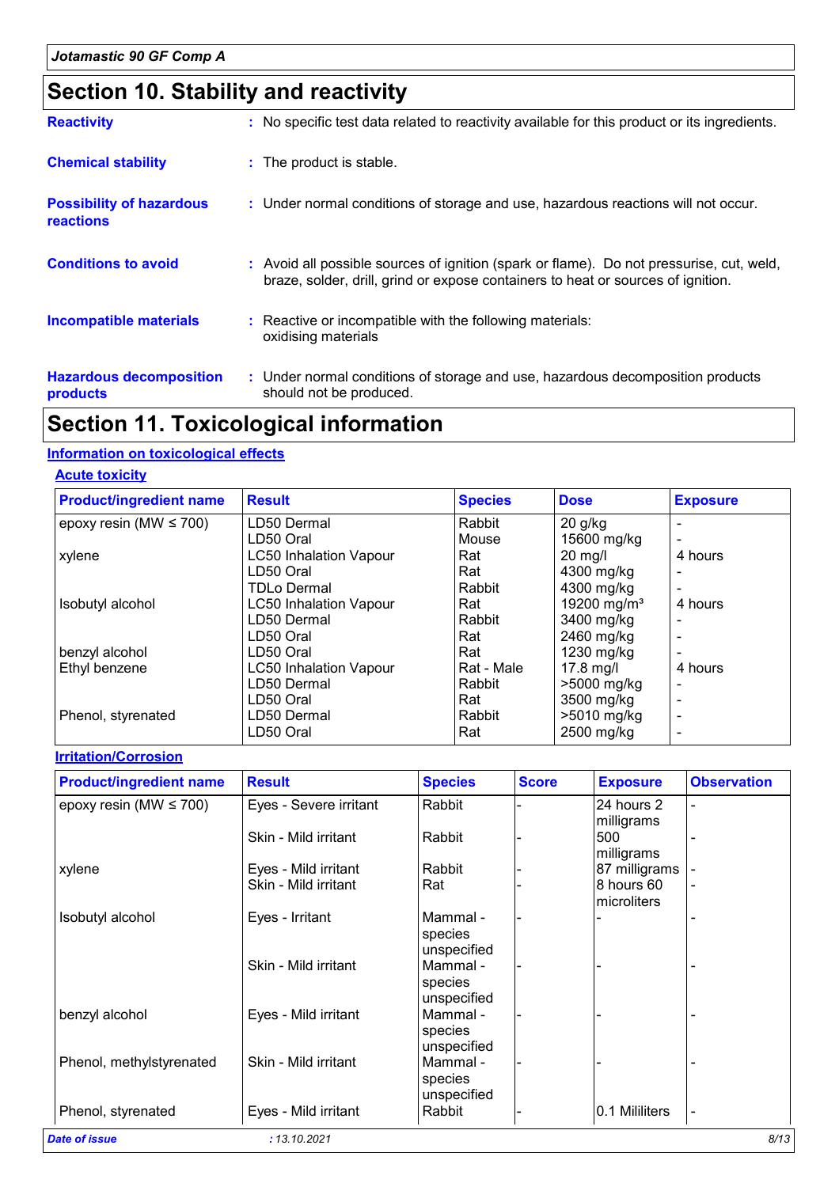## Section 10. Stability and reactivity

**Reactivity** : No specific test data related to reactivity available for this product or its ingredients.

**Chemical stability** : The product is stable.

**Possibility of hazardous reactions** : Under normal conditions of storage and use, hazardous reactions will not occur.

**Conditions to avoid** : Avoid all possible sources of ignition (spark or flame). Do not pressurise, cut, weld, braze, solder, drill, grind or expose containers to heat or sources of ignition.

**Incompatible materials** : Reactive or incompatible with the following materials: oxidising materials

**Hazardous decomposition products** : Under normal conditions of storage and use, hazardous decomposition products should not be produced.

## Section 11. Toxicological information

### Information on toxicological effects

#### Acute toxicity

| Product/ingredient name | Result | Species | Dose | Exposure |
|---|---|---|---|---|
| epoxy resin (MW ≤ 700) | LD50 Dermal | Rabbit | 20 g/kg | - |
| | LD50 Oral | Mouse | 15600 mg/kg | - |
| xylene | LC50 Inhalation Vapour | Rat | 20 mg/l | 4 hours |
| | LD50 Oral | Rat | 4300 mg/kg | - |
| | TDLo Dermal | Rabbit | 4300 mg/kg | - |
| Isobutyl alcohol | LC50 Inhalation Vapour | Rat | 19200 mg/m³ | 4 hours |
| | LD50 Dermal | Rabbit | 3400 mg/kg | - |
| | LD50 Oral | Rat | 2460 mg/kg | - |
| benzyl alcohol | LD50 Oral | Rat | 1230 mg/kg | - |
| Ethyl benzene | LC50 Inhalation Vapour | Rat - Male | 17.8 mg/l | 4 hours |
| | LD50 Dermal | Rabbit | >5000 mg/kg | - |
| | LD50 Oral | Rat | 3500 mg/kg | - |
| Phenol, styrenated | LD50 Dermal | Rabbit | >5010 mg/kg | - |
| | LD50 Oral | Rat | 2500 mg/kg | - |

#### Irritation/Corrosion

| Product/ingredient name | Result | Species | Score | Exposure | Observation |
|---|---|---|---|---|---|
| epoxy resin (MW ≤ 700) | Eyes - Severe irritant | Rabbit | - | 24 hours 2 milligrams | - |
| | Skin - Mild irritant | Rabbit | - | 500 milligrams | - |
| xylene | Eyes - Mild irritant | Rabbit | - | 87 milligrams | - |
| | Skin - Mild irritant | Rat | - | 8 hours 60 microliters | - |
| Isobutyl alcohol | Eyes - Irritant | Mammal - species unspecified | - | - | - |
| | Skin - Mild irritant | Mammal - species unspecified | - | - | - |
| benzyl alcohol | Eyes - Mild irritant | Mammal - species unspecified | - | - | - |
| Phenol, methylstyrenated | Skin - Mild irritant | Mammal - species unspecified | - | - | - |
| Phenol, styrenated | Eyes - Mild irritant | Rabbit | - | 0.1 Mililiters | - |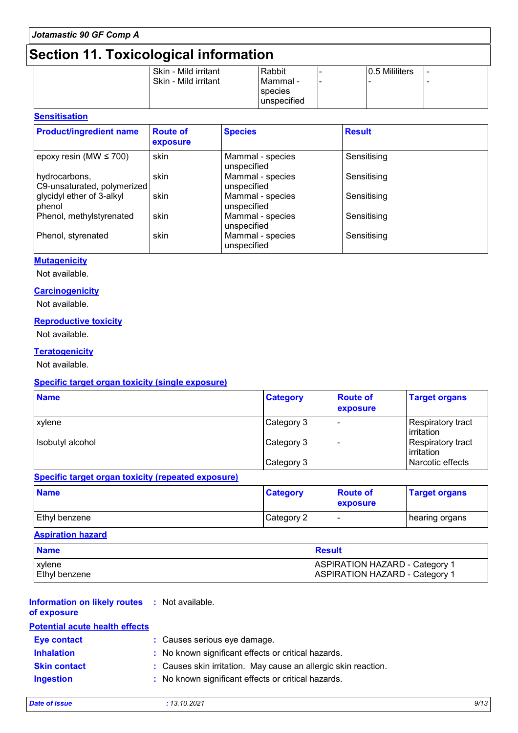## Section 11. Toxicological information

| | | | | | |
|---|---|---|---|---|---|
| | Skin - Mild irritant | Rabbit | - | 0.5 Mililiters | - |
| | Skin - Mild irritant | Mammal - species unspecified | - | - | - |

### Sensitisation

| Product/ingredient name | Route of exposure | Species | Result |
|---|---|---|---|
| epoxy resin (MW ≤ 700) | skin | Mammal - species unspecified | Sensitising |
| hydrocarbons, C9-unsaturated, polymerized | skin | Mammal - species unspecified | Sensitising |
| glycidyl ether of 3-alkyl phenol | skin | Mammal - species unspecified | Sensitising |
| Phenol, methylstyrenated | skin | Mammal - species unspecified | Sensitising |
| Phenol, styrenated | skin | Mammal - species unspecified | Sensitising |

### Mutagenicity

Not available.

### Carcinogenicity

Not available.

### Reproductive toxicity

Not available.

### Teratogenicity

Not available.

### Specific target organ toxicity (single exposure)

| Name | Category | Route of exposure | Target organs |
|---|---|---|---|
| xylene | Category 3 | - | Respiratory tract irritation |
| Isobutyl alcohol | Category 3 | - | Respiratory tract irritation |
| | Category 3 | | Narcotic effects |

### Specific target organ toxicity (repeated exposure)

| Name | Category | Route of exposure | Target organs |
|---|---|---|---|
| Ethyl benzene | Category 2 | - | hearing organs |

### Aspiration hazard

| Name | Result |
|---|---|
| xylene | ASPIRATION HAZARD - Category 1 |
| Ethyl benzene | ASPIRATION HAZARD - Category 1 |

**Information on likely routes of exposure** : Not available.

### Potential acute health effects

**Eye contact** : Causes serious eye damage.

**Inhalation** : No known significant effects or critical hazards.

**Skin contact** : Causes skin irritation. May cause an allergic skin reaction.

**Ingestion** : No known significant effects or critical hazards.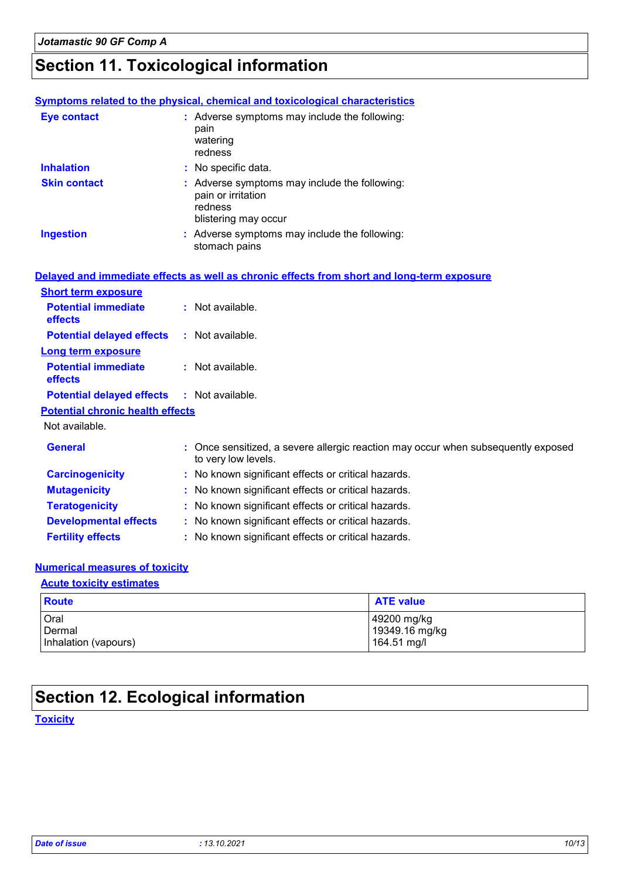# Section 11. Toxicological information

### Symptoms related to the physical, chemical and toxicological characteristics

**Eye contact** : Adverse symptoms may include the following:
pain
watering
redness

**Inhalation** : No specific data.

**Skin contact** : Adverse symptoms may include the following:
pain or irritation
redness
blistering may occur

**Ingestion** : Adverse symptoms may include the following:
stomach pains

### Delayed and immediate effects as well as chronic effects from short and long-term exposure

#### Short term exposure

**Potential immediate effects** : Not available.

**Potential delayed effects** : Not available.

#### Long term exposure

**Potential immediate effects** : Not available.

**Potential delayed effects** : Not available.

#### Potential chronic health effects

Not available.

**General** : Once sensitized, a severe allergic reaction may occur when subsequently exposed to very low levels.

**Carcinogenicity** : No known significant effects or critical hazards.

**Mutagenicity** : No known significant effects or critical hazards.

**Teratogenicity** : No known significant effects or critical hazards.

**Developmental effects** : No known significant effects or critical hazards.

**Fertility effects** : No known significant effects or critical hazards.

### Numerical measures of toxicity

#### Acute toxicity estimates

| Route | ATE value |
|---|---|
| Oral | 49200 mg/kg |
| Dermal | 19349.16 mg/kg |
| Inhalation (vapours) | 164.51 mg/l |

# Section 12. Ecological information

### Toxicity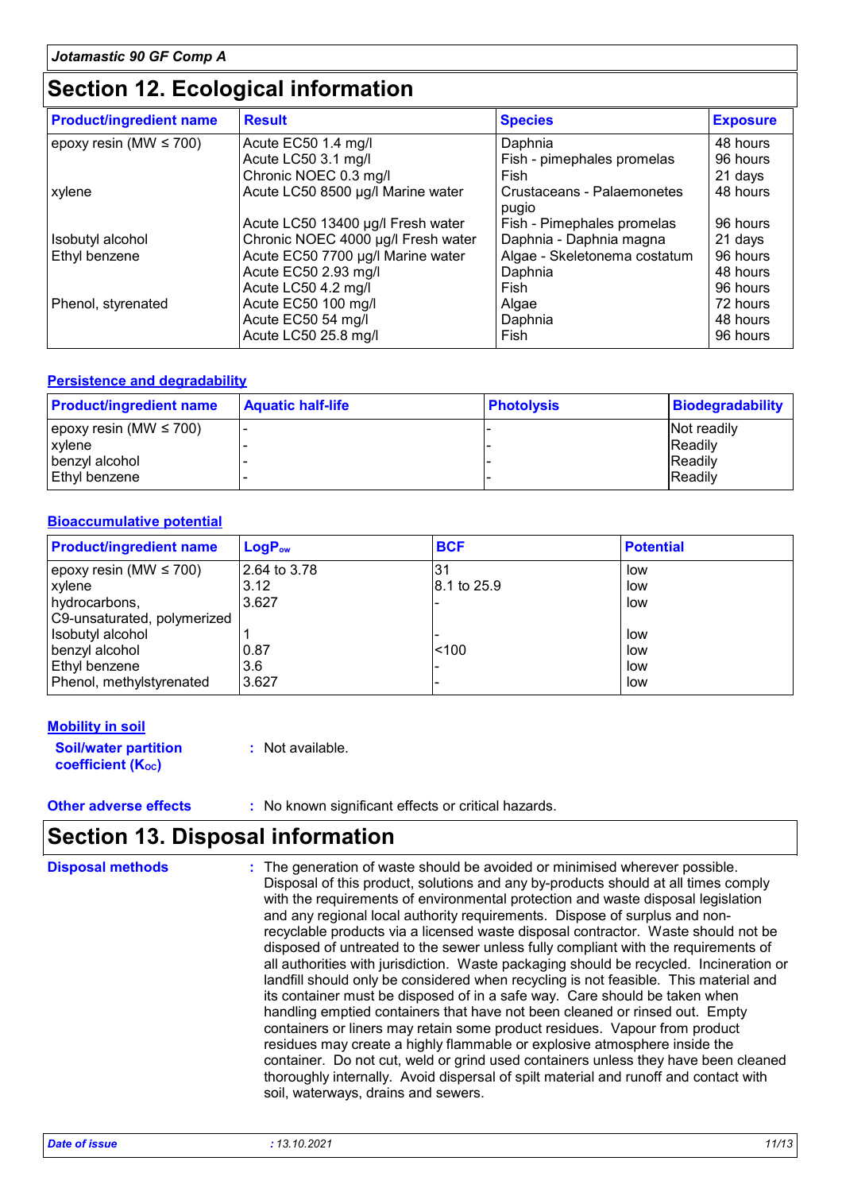Jotamastic 90 GF Comp A

## Section 12. Ecological information

| Product/ingredient name | Result | Species | Exposure |
|---|---|---|---|
| epoxy resin (MW ≤ 700) | Acute EC50 1.4 mg/l | Daphnia | 48 hours |
| | Acute LC50 3.1 mg/l | Fish - pimephales promelas | 96 hours |
| | Chronic NOEC 0.3 mg/l | Fish | 21 days |
| xylene | Acute LC50 8500 µg/l Marine water | Crustaceans - Palaemonetes pugio | 48 hours |
| | Acute LC50 13400 µg/l Fresh water | Fish - Pimephales promelas | 96 hours |
| Isobutyl alcohol | Chronic NOEC 4000 µg/l Fresh water | Daphnia - Daphnia magna | 21 days |
| Ethyl benzene | Acute EC50 7700 µg/l Marine water | Algae - Skeletonema costatum | 96 hours |
| | Acute EC50 2.93 mg/l | Daphnia | 48 hours |
| | Acute LC50 4.2 mg/l | Fish | 96 hours |
| Phenol, styrenated | Acute EC50 100 mg/l | Algae | 72 hours |
| | Acute EC50 54 mg/l | Daphnia | 48 hours |
| | Acute LC50 25.8 mg/l | Fish | 96 hours |

### Persistence and degradability

| Product/ingredient name | Aquatic half-life | Photolysis | Biodegradability |
|---|---|---|---|
| epoxy resin (MW ≤ 700) | - | - | Not readily |
| xylene | - | - | Readily |
| benzyl alcohol | - | - | Readily |
| Ethyl benzene | - | - | Readily |

### Bioaccumulative potential

| Product/ingredient name | $LogP_{ow}$ | BCF | Potential |
|---|---|---|---|
| epoxy resin (MW ≤ 700) | 2.64 to 3.78 | 31 | low |
| xylene | 3.12 | 8.1 to 25.9 | low |
| hydrocarbons, C9-unsaturated, polymerized | 3.627 | - | low |
| Isobutyl alcohol | 1 | - | low |
| benzyl alcohol | 0.87 | <100 | low |
| Ethyl benzene | 3.6 | - | low |
| Phenol, methylstyrenated | 3.627 | - | low |

### Mobility in soil

**Soil/water partition coefficient ($K_{OC}$)** : Not available.

**Other adverse effects** : No known significant effects or critical hazards.

## Section 13. Disposal information

**Disposal methods** : The generation of waste should be avoided or minimised wherever possible. Disposal of this product, solutions and any by-products should at all times comply with the requirements of environmental protection and waste disposal legislation and any regional local authority requirements. Dispose of surplus and non-recyclable products via a licensed waste disposal contractor. Waste should not be disposed of untreated to the sewer unless fully compliant with the requirements of all authorities with jurisdiction. Waste packaging should be recycled. Incineration or landfill should only be considered when recycling is not feasible. This material and its container must be disposed of in a safe way. Care should be taken when handling emptied containers that have not been cleaned or rinsed out. Empty containers or liners may retain some product residues. Vapour from product residues may create a highly flammable or explosive atmosphere inside the container. Do not cut, weld or grind used containers unless they have been cleaned thoroughly internally. Avoid dispersal of spilt material and runoff and contact with soil, waterways, drains and sewers.

Date of issue : 13.10.2021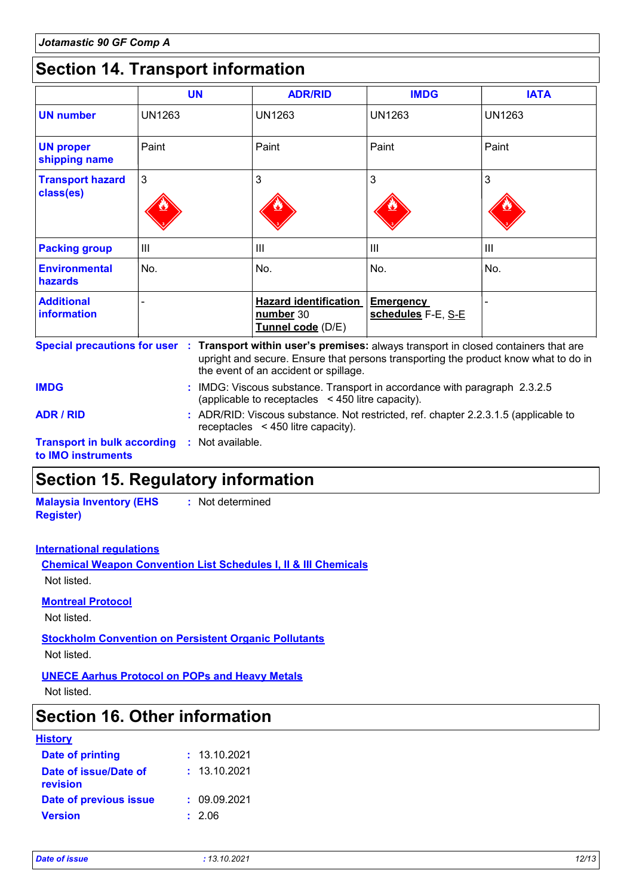# Section 14. Transport information

| | UN | ADR/RID | IMDG | IATA |
|---|---|---|---|---|
| **UN number** | UN1263 | UN1263 | UN1263 | UN1263 |
| **UN proper shipping name** | Paint | Paint | Paint | Paint |
| **Transport hazard class(es)** | 3 | 3 | 3 | 3 |
| **Packing group** | III | III | III | III |
| **Environmental hazards** | No. | No. | No. | No. |
| **Additional information** | - | **Hazard identification number** 30 **Tunnel code** (D/E) | **Emergency schedules** F-E, S-E | - |

**Special precautions for user** : **Transport within user's premises:** always transport in closed containers that are upright and secure. Ensure that persons transporting the product know what to do in the event of an accident or spillage.

**IMDG** : IMDG: Viscous substance. Transport in accordance with paragraph 2.3.2.5 (applicable to receptacles < 450 litre capacity).

**ADR / RID** : ADR/RID: Viscous substance. Not restricted, ref. chapter 2.2.3.1.5 (applicable to receptacles < 450 litre capacity).

**Transport in bulk according to IMO instruments** : Not available.

# Section 15. Regulatory information

**Malaysia Inventory (EHS Register)** : Not determined

**International regulations**

**Chemical Weapon Convention List Schedules I, II & III Chemicals**

Not listed.

**Montreal Protocol**

Not listed.

**Stockholm Convention on Persistent Organic Pollutants**

Not listed.

**UNECE Aarhus Protocol on POPs and Heavy Metals**

Not listed.

# Section 16. Other information

**History**

**Date of printing** : 13.10.2021

**Date of issue/Date of revision** : 13.10.2021

**Date of previous issue** : 09.09.2021

**Version** : 2.06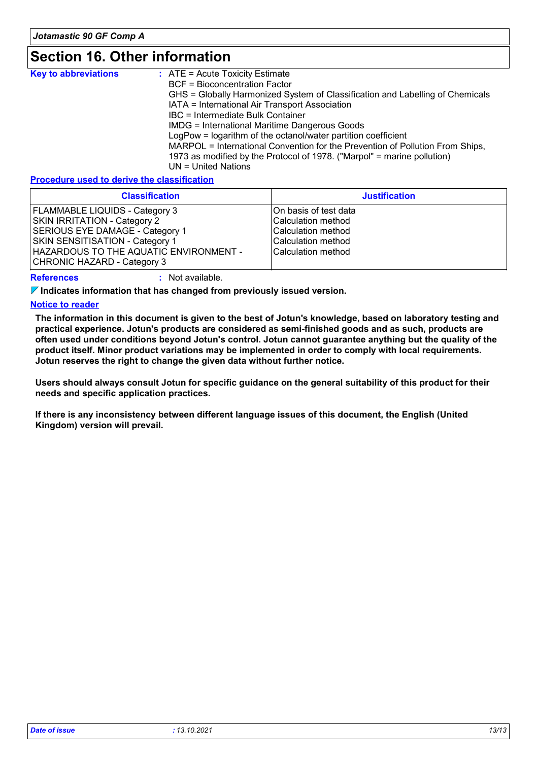## Section 16. Other information

**Key to abbreviations** : ATE = Acute Toxicity Estimate
BCF = Bioconcentration Factor
GHS = Globally Harmonized System of Classification and Labelling of Chemicals
IATA = International Air Transport Association
IBC = Intermediate Bulk Container
IMDG = International Maritime Dangerous Goods
LogPow = logarithm of the octanol/water partition coefficient
MARPOL = International Convention for the Prevention of Pollution From Ships, 1973 as modified by the Protocol of 1978. ("Marpol" = marine pollution)
UN = United Nations

**Procedure used to derive the classification**

| Classification | Justification |
|---|---|
| FLAMMABLE LIQUIDS - Category 3 | On basis of test data |
| SKIN IRRITATION - Category 2 | Calculation method |
| SERIOUS EYE DAMAGE - Category 1 | Calculation method |
| SKIN SENSITISATION - Category 1 | Calculation method |
| HAZARDOUS TO THE AQUATIC ENVIRONMENT - CHRONIC HAZARD - Category 3 | Calculation method |

**References** : Not available.

**Indicates information that has changed from previously issued version.**

**Notice to reader**

**The information in this document is given to the best of Jotun's knowledge, based on laboratory testing and practical experience. Jotun's products are considered as semi-finished goods and as such, products are often used under conditions beyond Jotun's control. Jotun cannot guarantee anything but the quality of the product itself. Minor product variations may be implemented in order to comply with local requirements. Jotun reserves the right to change the given data without further notice.**

**Users should always consult Jotun for specific guidance on the general suitability of this product for their needs and specific application practices.**

**If there is any inconsistency between different language issues of this document, the English (United Kingdom) version will prevail.**